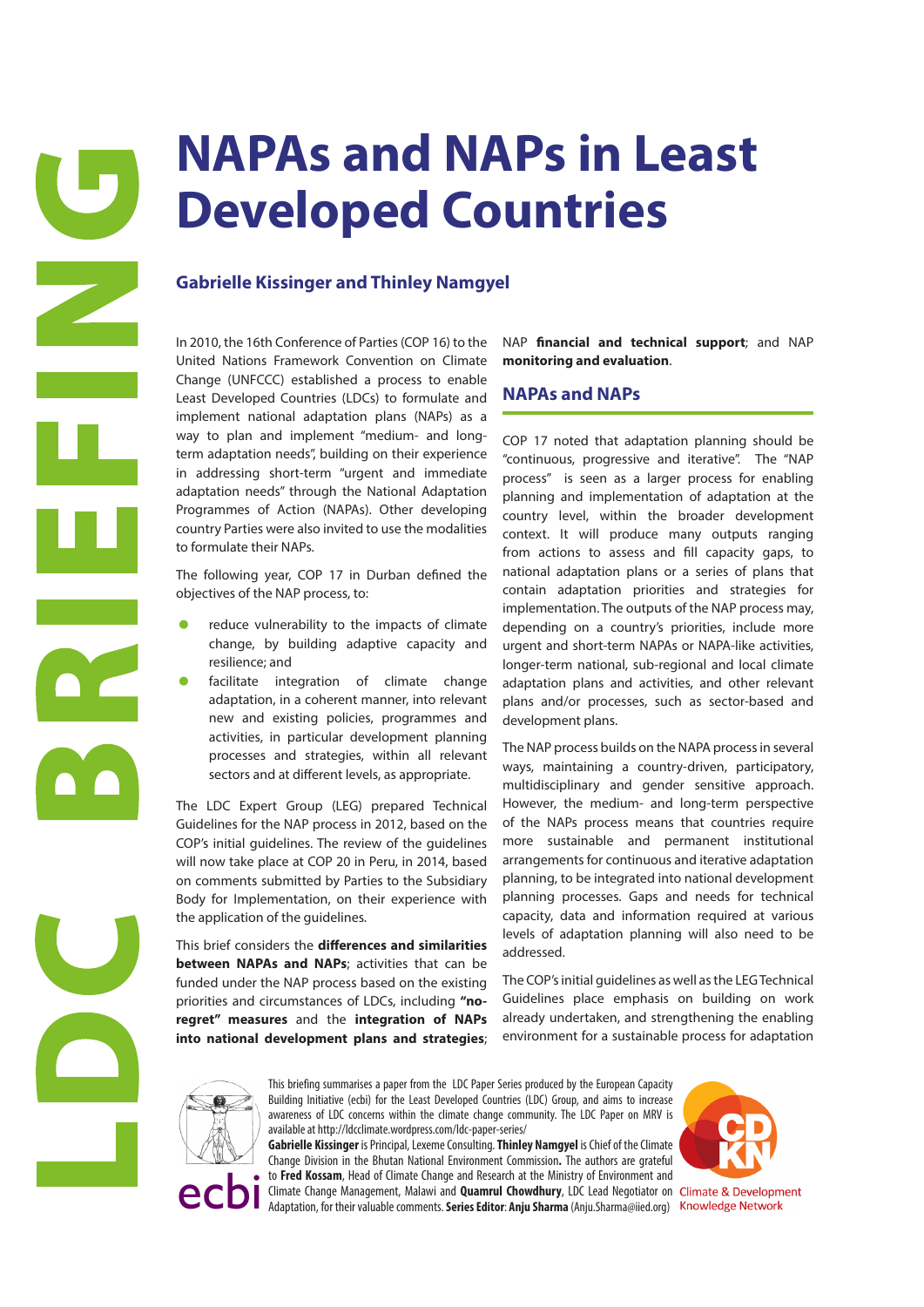# NAPAs and NAPs in Least Developed Countries

**Gabrielle Kissinger and Thinley Namgyel**

In 2010, the 16th Conference of Parties (COP 16) to the United Nations Framework Convention on Climate Change (UNFCCC) established a process to enable Least Developed Countries (LDCs) to formulate and implement national adaptation plans (NAPs) as a way to plan and implement "medium- and long-term adaptation needs", building on their experience in addressing short-term "urgent and immediate adaptation needs" through the National Adaptation Programmes of Action (NAPAs). Other developing country Parties were also invited to use the modalities to formulate their NAPs.

The following year, COP 17 in Durban defined the objectives of the NAP process, to:

- reduce vulnerability to the impacts of climate change, by building adaptive capacity and resilience; and
- facilitate integration of climate change adaptation, in a coherent manner, into relevant new and existing policies, programmes and activities, in particular development planning processes and strategies, within all relevant sectors and at different levels, as appropriate.

The LDC Expert Group (LEG) prepared Technical Guidelines for the NAP process in 2012, based on the COP's initial guidelines. The review of the guidelines will now take place at COP 20 in Peru, in 2014, based on comments submitted by Parties to the Subsidiary Body for Implementation, on their experience with the application of the guidelines.

This brief considers the **differences and similarities between NAPAs and NAPs**; activities that can be funded under the NAP process based on the existing priorities and circumstances of LDCs, including **"no-regret" measures** and the **integration of NAPs into national development plans and strategies**; NAP **financial and technical support**; and NAP **monitoring and evaluation**.

## NAPAs and NAPs

COP 17 noted that adaptation planning should be "continuous, progressive and iterative". The "NAP process" is seen as a larger process for enabling planning and implementation of adaptation at the country level, within the broader development context. It will produce many outputs ranging from actions to assess and fill capacity gaps, to national adaptation plans or a series of plans that contain adaptation priorities and strategies for implementation. The outputs of the NAP process may, depending on a country's priorities, include more urgent and short-term NAPAs or NAPA-like activities, longer-term national, sub-regional and local climate adaptation plans and activities, and other relevant plans and/or processes, such as sector-based and development plans.

The NAP process builds on the NAPA process in several ways, maintaining a country-driven, participatory, multidisciplinary and gender sensitive approach. However, the medium- and long-term perspective of the NAPs process means that countries require more sustainable and permanent institutional arrangements for continuous and iterative adaptation planning, to be integrated into national development planning processes. Gaps and needs for technical capacity, data and information required at various levels of adaptation planning will also need to be addressed.

The COP's initial guidelines as well as the LEG Technical Guidelines place emphasis on building on work already undertaken, and strengthening the enabling environment for a sustainable process for adaptation

This briefing summarises a paper from the LDC Paper Series produced by the European Capacity Building Initiative (ecbi) for the Least Developed Countries (LDC) Group, and aims to increase awareness of LDC concerns within the climate change community. The LDC Paper on MRV is available at http://ldcclimate.wordpress.com/ldc-paper-series/

**Gabrielle Kissinger** is Principal, Lexeme Consulting. **Thinley Namgyel** is Chief of the Climate Change Division in the Bhutan National Environment Commission**.** The authors are grateful to **Fred Kossam**, Head of Climate Change and Research at the Ministry of Environment and Climate Change Management, Malawi and **Quamrul Chowdhury**, LDC Lead Negotiator on Adaptation, for their valuable comments. **Series Editor**: **Anju Sharma** (Anju.Sharma@iied.org)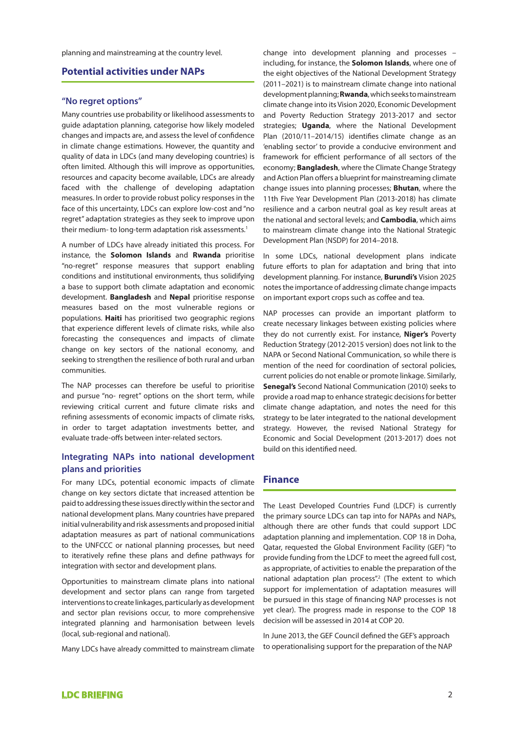planning and mainstreaming at the country level.

## Potential activities under NAPs

### "No regret options"

Many countries use probability or likelihood assessments to guide adaptation planning, categorise how likely modeled changes and impacts are, and assess the level of confidence in climate change estimations. However, the quantity and quality of data in LDCs (and many developing countries) is often limited. Although this will improve as opportunities, resources and capacity become available, LDCs are already faced with the challenge of developing adaptation measures. In order to provide robust policy responses in the face of this uncertainty, LDCs can explore low-cost and "no regret" adaptation strategies as they seek to improve upon their medium- to long-term adaptation risk assessments.[1]

A number of LDCs have already initiated this process. For instance, the **Solomon Islands** and **Rwanda** prioritise "no-regret" response measures that support enabling conditions and institutional environments, thus solidifying a base to support both climate adaptation and economic development. **Bangladesh** and **Nepal** prioritise response measures based on the most vulnerable regions or populations. **Haiti** has prioritised two geographic regions that experience different levels of climate risks, while also forecasting the consequences and impacts of climate change on key sectors of the national economy, and seeking to strengthen the resilience of both rural and urban communities.

The NAP processes can therefore be useful to prioritise and pursue "no- regret" options on the short term, while reviewing critical current and future climate risks and refining assessments of economic impacts of climate risks, in order to target adaptation investments better, and evaluate trade-offs between inter-related sectors.

### Integrating NAPs into national development plans and priorities

For many LDCs, potential economic impacts of climate change on key sectors dictate that increased attention be paid to addressing these issues directly within the sector and national development plans. Many countries have prepared initial vulnerability and risk assessments and proposed initial adaptation measures as part of national communications to the UNFCCC or national planning processes, but need to iteratively refine these plans and define pathways for integration with sector and development plans.

Opportunities to mainstream climate plans into national development and sector plans can range from targeted interventions to create linkages, particularly as development and sector plan revisions occur, to more comprehensive integrated planning and harmonisation between levels (local, sub-regional and national).

Many LDCs have already committed to mainstream climate change into development planning and processes – including, for instance, the **Solomon Islands**, where one of the eight objectives of the National Development Strategy (2011–2021) is to mainstream climate change into national development planning; **Rwanda**, which seeks to mainstream climate change into its Vision 2020, Economic Development and Poverty Reduction Strategy 2013-2017 and sector strategies; **Uganda**, where the National Development Plan (2010/11–2014/15) identifies climate change as an 'enabling sector' to provide a conducive environment and framework for efficient performance of all sectors of the economy; **Bangladesh**, where the Climate Change Strategy and Action Plan offers a blueprint for mainstreaming climate change issues into planning processes; **Bhutan**, where the 11th Five Year Development Plan (2013-2018) has climate resilience and a carbon neutral goal as key result areas at the national and sectoral levels; and **Cambodia**, which aims to mainstream climate change into the National Strategic Development Plan (NSDP) for 2014–2018.

In some LDCs, national development plans indicate future efforts to plan for adaptation and bring that into development planning. For instance, **Burundi's** Vision 2025 notes the importance of addressing climate change impacts on important export crops such as coffee and tea.

NAP processes can provide an important platform to create necessary linkages between existing policies where they do not currently exist. For instance, **Niger's** Poverty Reduction Strategy (2012-2015 version) does not link to the NAPA or Second National Communication, so while there is mention of the need for coordination of sectoral policies, current policies do not enable or promote linkage. Similarly, **Senegal's** Second National Communication (2010) seeks to provide a road map to enhance strategic decisions for better climate change adaptation, and notes the need for this strategy to be later integrated to the national development strategy. However, the revised National Strategy for Economic and Social Development (2013-2017) does not build on this identified need.

## Finance

The Least Developed Countries Fund (LDCF) is currently the primary source LDCs can tap into for NAPAs and NAPs, although there are other funds that could support LDC adaptation planning and implementation. COP 18 in Doha, Qatar, requested the Global Environment Facility (GEF) "to provide funding from the LDCF to meet the agreed full cost, as appropriate, of activities to enable the preparation of the national adaptation plan process".[2] (The extent to which support for implementation of adaptation measures will be pursued in this stage of financing NAP processes is not yet clear). The progress made in response to the COP 18 decision will be assessed in 2014 at COP 20.

In June 2013, the GEF Council defined the GEF's approach to operationalising support for the preparation of the NAP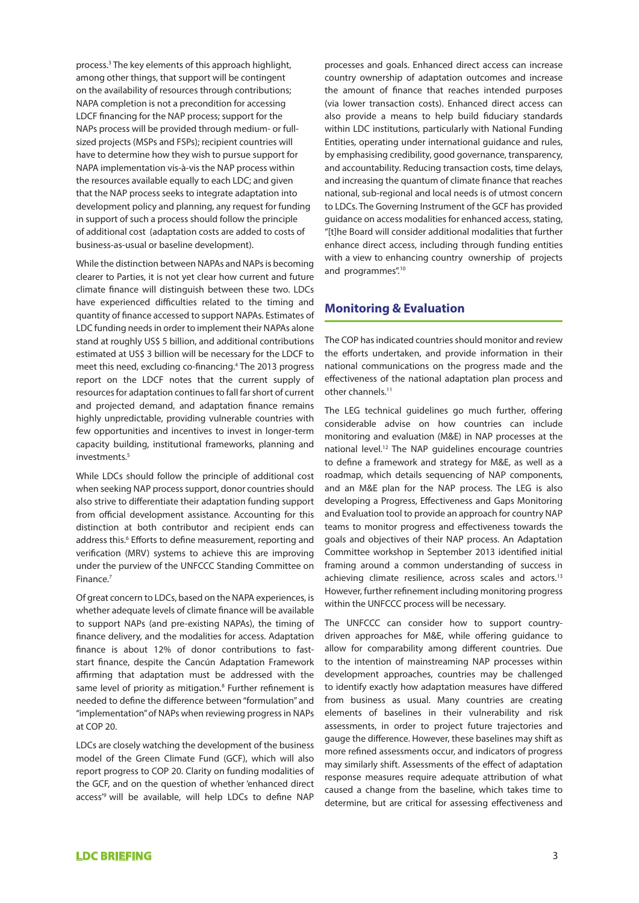process.[3] The key elements of this approach highlight, among other things, that support will be contingent on the availability of resources through contributions; NAPA completion is not a precondition for accessing LDCF financing for the NAP process; support for the NAPs process will be provided through medium- or full-sized projects (MSPs and FSPs); recipient countries will have to determine how they wish to pursue support for NAPA implementation vis-à-vis the NAP process within the resources available equally to each LDC; and given that the NAP process seeks to integrate adaptation into development policy and planning, any request for funding in support of such a process should follow the principle of additional cost (adaptation costs are added to costs of business-as-usual or baseline development).

While the distinction between NAPAs and NAPs is becoming clearer to Parties, it is not yet clear how current and future climate finance will distinguish between these two. LDCs have experienced difficulties related to the timing and quantity of finance accessed to support NAPAs. Estimates of LDC funding needs in order to implement their NAPAs alone stand at roughly US$ 5 billion, and additional contributions estimated at US$ 3 billion will be necessary for the LDCF to meet this need, excluding co-financing.[4] The 2013 progress report on the LDCF notes that the current supply of resources for adaptation continues to fall far short of current and projected demand, and adaptation finance remains highly unpredictable, providing vulnerable countries with few opportunities and incentives to invest in longer-term capacity building, institutional frameworks, planning and investments.[5]

While LDCs should follow the principle of additional cost when seeking NAP process support, donor countries should also strive to differentiate their adaptation funding support from official development assistance. Accounting for this distinction at both contributor and recipient ends can address this.[6] Efforts to define measurement, reporting and verification (MRV) systems to achieve this are improving under the purview of the UNFCCC Standing Committee on Finance.[7]

Of great concern to LDCs, based on the NAPA experiences, is whether adequate levels of climate finance will be available to support NAPs (and pre-existing NAPAs), the timing of finance delivery, and the modalities for access. Adaptation finance is about 12% of donor contributions to fast-start finance, despite the Cancún Adaptation Framework affirming that adaptation must be addressed with the same level of priority as mitigation.[8] Further refinement is needed to define the difference between "formulation" and "implementation" of NAPs when reviewing progress in NAPs at COP 20.

LDCs are closely watching the development of the business model of the Green Climate Fund (GCF), which will also report progress to COP 20. Clarity on funding modalities of the GCF, and on the question of whether 'enhanced direct access'[9] will be available, will help LDCs to define NAP processes and goals. Enhanced direct access can increase country ownership of adaptation outcomes and increase the amount of finance that reaches intended purposes (via lower transaction costs). Enhanced direct access can also provide a means to help build fiduciary standards within LDC institutions, particularly with National Funding Entities, operating under international guidance and rules, by emphasising credibility, good governance, transparency, and accountability. Reducing transaction costs, time delays, and increasing the quantum of climate finance that reaches national, sub-regional and local needs is of utmost concern to LDCs. The Governing Instrument of the GCF has provided guidance on access modalities for enhanced access, stating, "[t]he Board will consider additional modalities that further enhance direct access, including through funding entities with a view to enhancing country ownership of projects and programmes".[10]

## Monitoring & Evaluation

The COP has indicated countries should monitor and review the efforts undertaken, and provide information in their national communications on the progress made and the effectiveness of the national adaptation plan process and other channels.[11]

The LEG technical guidelines go much further, offering considerable advise on how countries can include monitoring and evaluation (M&E) in NAP processes at the national level.[12] The NAP guidelines encourage countries to define a framework and strategy for M&E, as well as a roadmap, which details sequencing of NAP components, and an M&E plan for the NAP process. The LEG is also developing a Progress, Effectiveness and Gaps Monitoring and Evaluation tool to provide an approach for country NAP teams to monitor progress and effectiveness towards the goals and objectives of their NAP process. An Adaptation Committee workshop in September 2013 identified initial framing around a common understanding of success in achieving climate resilience, across scales and actors.[13] However, further refinement including monitoring progress within the UNFCCC process will be necessary.

The UNFCCC can consider how to support country-driven approaches for M&E, while offering guidance to allow for comparability among different countries. Due to the intention of mainstreaming NAP processes within development approaches, countries may be challenged to identify exactly how adaptation measures have differed from business as usual. Many countries are creating elements of baselines in their vulnerability and risk assessments, in order to project future trajectories and gauge the difference. However, these baselines may shift as more refined assessments occur, and indicators of progress may similarly shift. Assessments of the effect of adaptation response measures require adequate attribution of what caused a change from the baseline, which takes time to determine, but are critical for assessing effectiveness and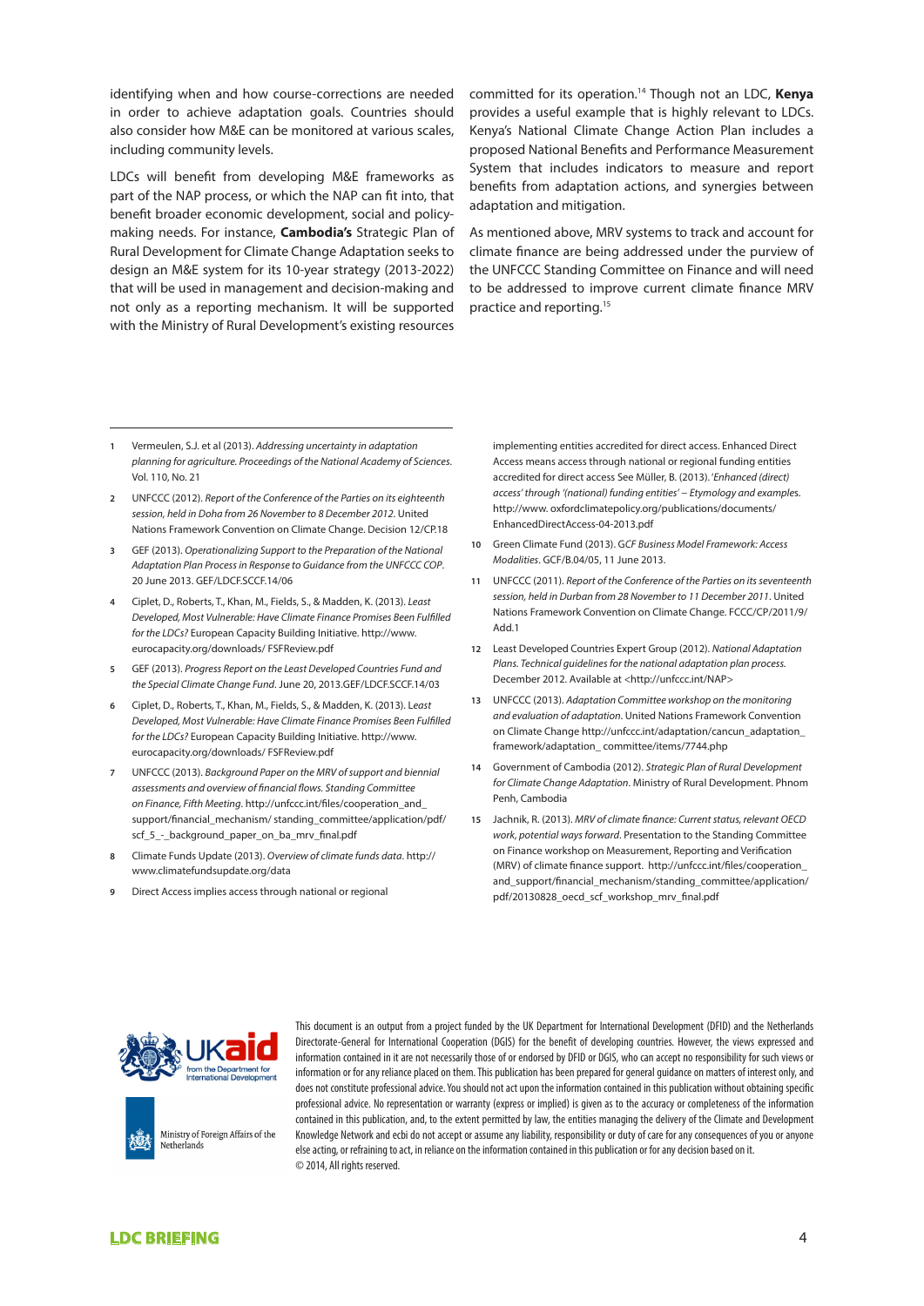identifying when and how course-corrections are needed in order to achieve adaptation goals. Countries should also consider how M&E can be monitored at various scales, including community levels.

LDCs will benefit from developing M&E frameworks as part of the NAP process, or which the NAP can fit into, that benefit broader economic development, social and policy-making needs. For instance, **Cambodia's** Strategic Plan of Rural Development for Climate Change Adaptation seeks to design an M&E system for its 10-year strategy (2013-2022) that will be used in management and decision-making and not only as a reporting mechanism. It will be supported with the Ministry of Rural Development's existing resources committed for its operation.[14] Though not an LDC, **Kenya** provides a useful example that is highly relevant to LDCs. Kenya's National Climate Change Action Plan includes a proposed National Benefits and Performance Measurement System that includes indicators to measure and report benefits from adaptation actions, and synergies between adaptation and mitigation.

As mentioned above, MRV systems to track and account for climate finance are being addressed under the purview of the UNFCCC Standing Committee on Finance and will need to be addressed to improve current climate finance MRV practice and reporting.[15]

---

1. Vermeulen, S.J. et al (2013). *Addressing uncertainty in adaptation planning for agriculture. Proceedings of the National Academy of Sciences*. Vol. 110, No. 21
2. UNFCCC (2012). *Report of the Conference of the Parties on its eighteenth session, held in Doha from 26 November to 8 December 2012*. United Nations Framework Convention on Climate Change. Decision 12/CP.18
3. GEF (2013). *Operationalizing Support to the Preparation of the National Adaptation Plan Process in Response to Guidance from the UNFCCC COP*. 20 June 2013. GEF/LDCF.SCCF.14/06
4. Ciplet, D., Roberts, T., Khan, M., Fields, S., & Madden, K. (2013). *Least Developed, Most Vulnerable: Have Climate Finance Promises Been Fulfilled for the LDCs?* European Capacity Building Initiative. http://www.eurocapacity.org/downloads/ FSFReview.pdf
5. GEF (2013). *Progress Report on the Least Developed Countries Fund and the Special Climate Change Fund*. June 20, 2013.GEF/LDCF.SCCF.14/03
6. Ciplet, D., Roberts, T., Khan, M., Fields, S., & Madden, K. (2013). *Least Developed, Most Vulnerable: Have Climate Finance Promises Been Fulfilled for the LDCs?* European Capacity Building Initiative. http://www.eurocapacity.org/downloads/ FSFReview.pdf
7. UNFCCC (2013). *Background Paper on the MRV of support and biennial assessments and overview of financial flows. Standing Committee on Finance, Fifth Meeting*. http://unfccc.int/files/cooperation_and_support/financial_mechanism/ standing_committee/application/pdf/scf_5_-_background_paper_on_ba_mrv_final.pdf
8. Climate Funds Update (2013). *Overview of climate funds data*. http://www.climatefundsupdate.org/data
9. Direct Access implies access through national or regional implementing entities accredited for direct access. Enhanced Direct Access means access through national or regional funding entities accredited for direct access See Müller, B. (2013). *'Enhanced (direct) access' through '(national) funding entities' – Etymology and examples*. http://www. oxfordclimatepolicy.org/publications/documents/EnhancedDirectAccess-04-2013.pdf
10. Green Climate Fund (2013). *GCF Business Model Framework: Access Modalities*. GCF/B.04/05, 11 June 2013.
11. UNFCCC (2011). *Report of the Conference of the Parties on its seventeenth session, held in Durban from 28 November to 11 December 2011*. United Nations Framework Convention on Climate Change. FCCC/CP/2011/9/Add.1
12. Least Developed Countries Expert Group (2012). *National Adaptation Plans. Technical guidelines for the national adaptation plan process*. December 2012. Available at <http://unfccc.int/NAP>
13. UNFCCC (2013). *Adaptation Committee workshop on the monitoring and evaluation of adaptation*. United Nations Framework Convention on Climate Change http://unfccc.int/adaptation/cancun_adaptation_framework/adaptation_ committee/items/7744.php
14. Government of Cambodia (2012). *Strategic Plan of Rural Development for Climate Change Adaptation*. Ministry of Rural Development. Phnom Penh, Cambodia
15. Jachnik, R. (2013). *MRV of climate finance: Current status, relevant OECD work, potential ways forward*. Presentation to the Standing Committee on Finance workshop on Measurement, Reporting and Verification (MRV) of climate finance support. http://unfccc.int/files/cooperation_and_support/financial_mechanism/standing_committee/application/pdf/20130828_oecd_scf_workshop_mrv_final.pdf

UKaid from the Department for International Development

Ministry of Foreign Affairs of the Netherlands

This document is an output from a project funded by the UK Department for International Development (DFID) and the Netherlands Directorate-General for International Cooperation (DGIS) for the benefit of developing countries. However, the views expressed and information contained in it are not necessarily those of or endorsed by DFID or DGIS, who can accept no responsibility for such views or information or for any reliance placed on them. This publication has been prepared for general guidance on matters of interest only, and does not constitute professional advice. You should not act upon the information contained in this publication without obtaining specific professional advice. No representation or warranty (express or implied) is given as to the accuracy or completeness of the information contained in this publication, and, to the extent permitted by law, the entities managing the delivery of the Climate and Development Knowledge Network and ecbi do not accept or assume any liability, responsibility or duty of care for any consequences of you or anyone else acting, or refraining to act, in reliance on the information contained in this publication or for any decision based on it.
© 2014, All rights reserved.